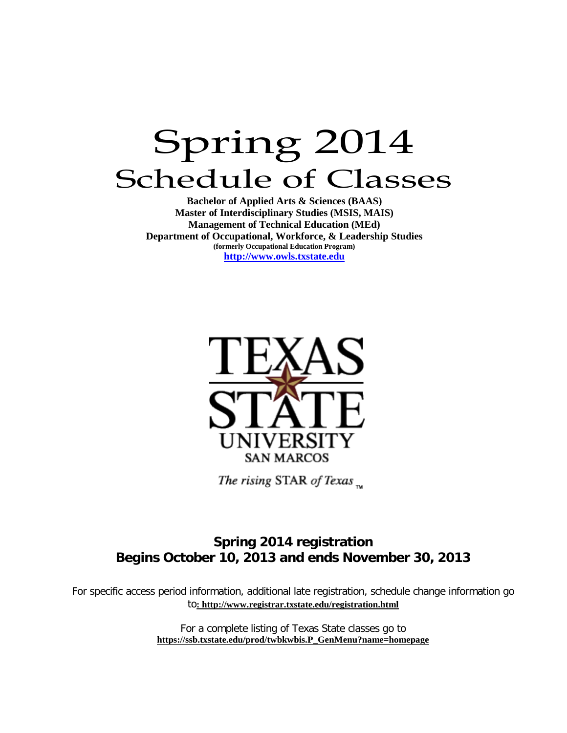# Spring 2014
## Schedule of Classes

**Bachelor of Applied Arts & Sciences (BAAS)**
**Master of Interdisciplinary Studies (MSIS, MAIS)**
**Management of Technical Education (MEd)**
**Department of Occupational, Workforce, & Leadership Studies**
**(formerly Occupational Education Program)**
**http://www.owls.txstate.edu**

TEXAS STATE UNIVERSITY SAN MARCOS

*The rising* STAR *of Texas* ™

### Spring 2014 registration
### Begins October 10, 2013 and ends November 30, 2013

For specific access period information, additional late registration, schedule change information go to**: http://www.registrar.txstate.edu/registration.html**

For a complete listing of Texas State classes go to
**https://ssb.txstate.edu/prod/twbkwbis.P_GenMenu?name=homepage**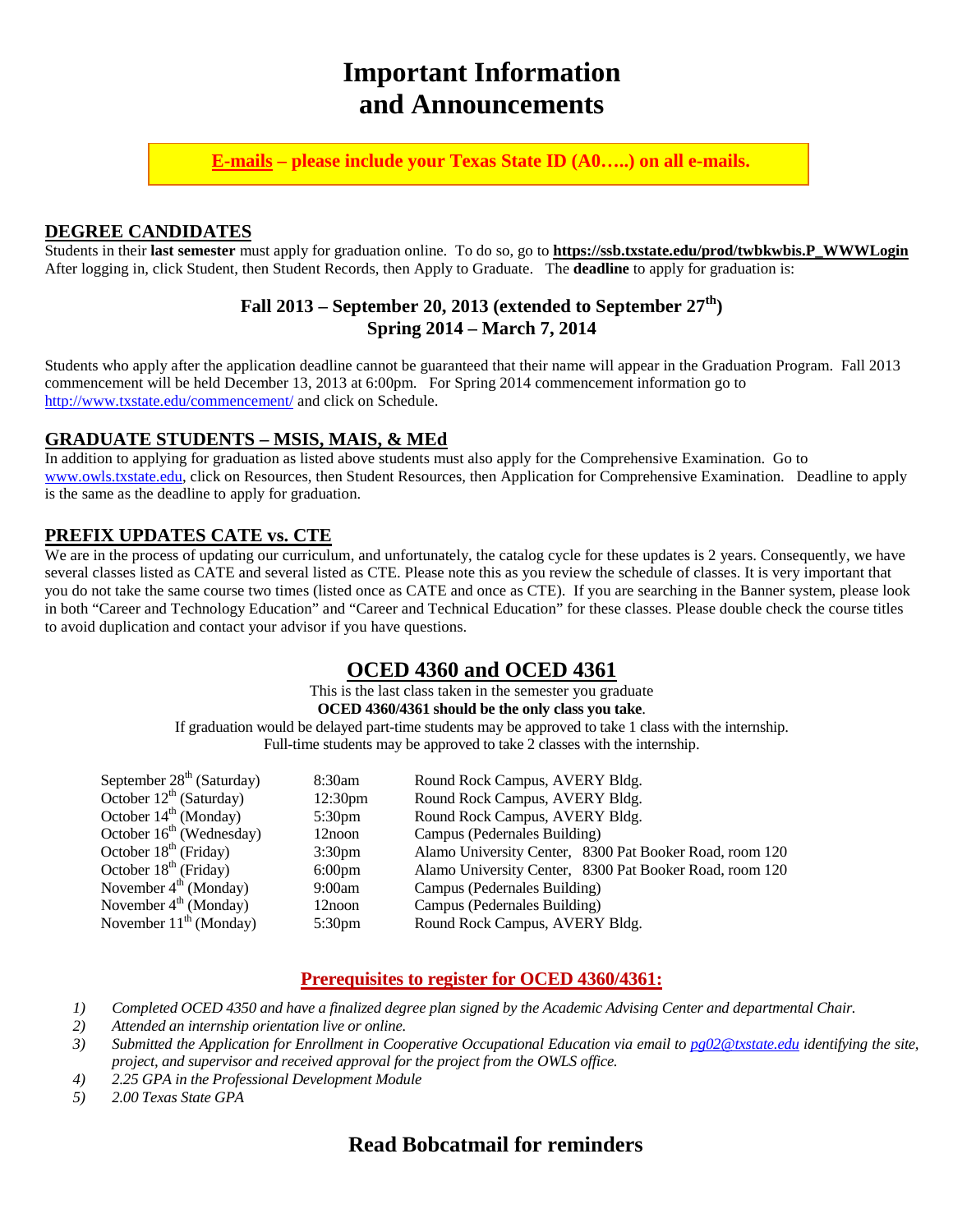# Important Information and Announcements

**E-mails – please include your Texas State ID (A0…..) on all e-mails.**

## DEGREE CANDIDATES

Students in their **last semester** must apply for graduation online. To do so, go to **https://ssb.txstate.edu/prod/twbkwbis.P_WWWLogin** After logging in, click Student, then Student Records, then Apply to Graduate. The **deadline** to apply for graduation is:

**Fall 2013 – September 20, 2013 (extended to September 27th)**
**Spring 2014 – March 7, 2014**

Students who apply after the application deadline cannot be guaranteed that their name will appear in the Graduation Program. Fall 2013 commencement will be held December 13, 2013 at 6:00pm. For Spring 2014 commencement information go to http://www.txstate.edu/commencement/ and click on Schedule.

## GRADUATE STUDENTS – MSIS, MAIS, & MEd

In addition to applying for graduation as listed above students must also apply for the Comprehensive Examination. Go to www.owls.txstate.edu, click on Resources, then Student Resources, then Application for Comprehensive Examination. Deadline to apply is the same as the deadline to apply for graduation.

## PREFIX UPDATES CATE vs. CTE

We are in the process of updating our curriculum, and unfortunately, the catalog cycle for these updates is 2 years. Consequently, we have several classes listed as CATE and several listed as CTE. Please note this as you review the schedule of classes. It is very important that you do not take the same course two times (listed once as CATE and once as CTE). If you are searching in the Banner system, please look in both "Career and Technology Education" and "Career and Technical Education" for these classes. Please double check the course titles to avoid duplication and contact your advisor if you have questions.

## OCED 4360 and OCED 4361

This is the last class taken in the semester you graduate

**OCED 4360/4361 should be the only class you take**.

If graduation would be delayed part-time students may be approved to take 1 class with the internship.
Full-time students may be approved to take 2 classes with the internship.

| Date | Time | Location |
|---|---|---|
| September 28th (Saturday) | 8:30am | Round Rock Campus, AVERY Bldg. |
| October 12th (Saturday) | 12:30pm | Round Rock Campus, AVERY Bldg. |
| October 14th (Monday) | 5:30pm | Round Rock Campus, AVERY Bldg. |
| October 16th (Wednesday) | 12noon | Campus (Pedernales Building) |
| October 18th (Friday) | 3:30pm | Alamo University Center, 8300 Pat Booker Road, room 120 |
| October 18th (Friday) | 6:00pm | Alamo University Center, 8300 Pat Booker Road, room 120 |
| November 4th (Monday) | 9:00am | Campus (Pedernales Building) |
| November 4th (Monday) | 12noon | Campus (Pedernales Building) |
| November 11th (Monday) | 5:30pm | Round Rock Campus, AVERY Bldg. |

### Prerequisites to register for OCED 4360/4361:

1) *Completed OCED 4350 and have a finalized degree plan signed by the Academic Advising Center and departmental Chair.*
2) *Attended an internship orientation live or online.*
3) *Submitted the Application for Enrollment in Cooperative Occupational Education via email to pg02@txstate.edu identifying the site, project, and supervisor and received approval for the project from the OWLS office.*
4) *2.25 GPA in the Professional Development Module*
5) *2.00 Texas State GPA*

## Read Bobcatmail for reminders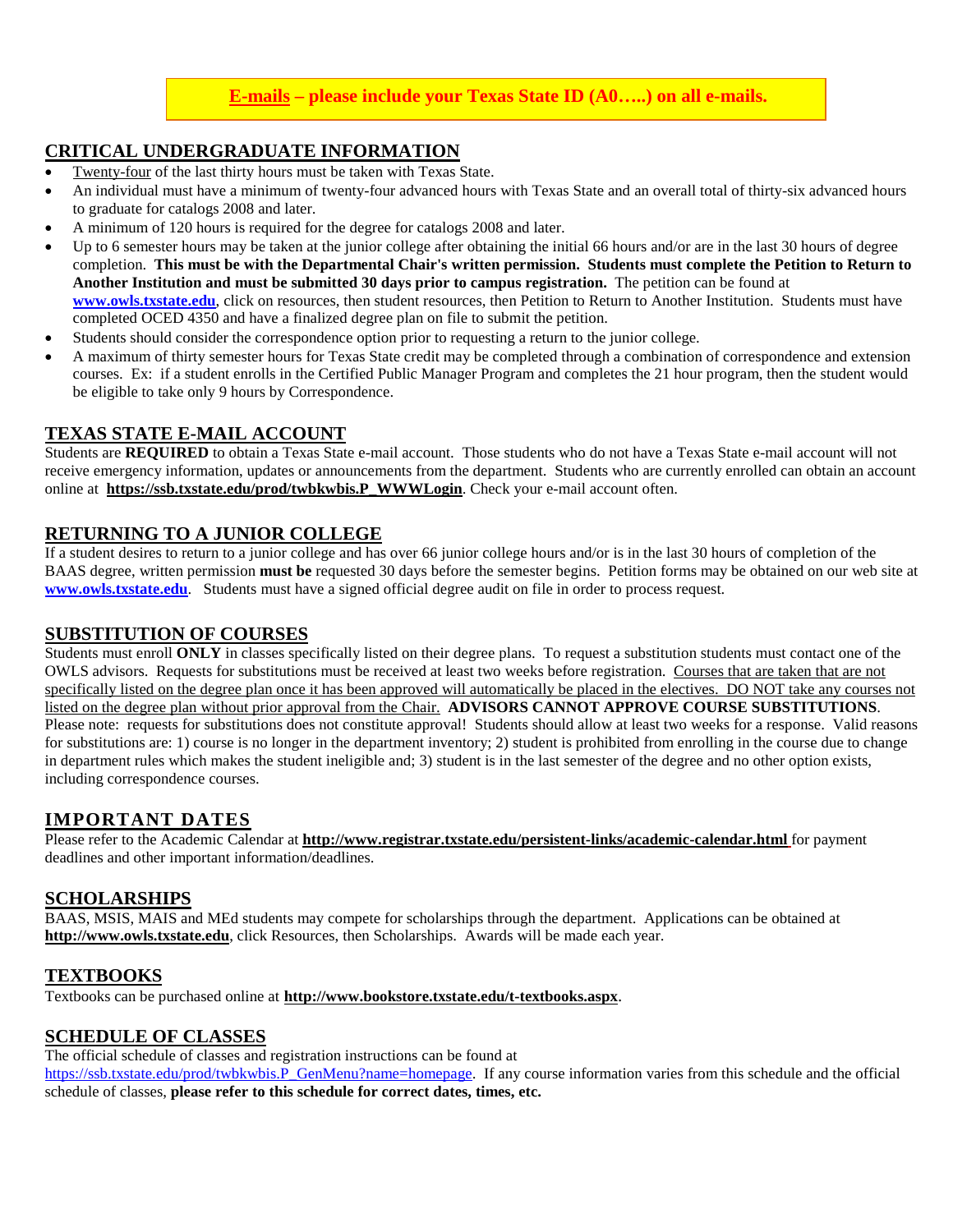**<u>E-mails</u> – please include your Texas State ID (A0…..) on all e-mails.**

## CRITICAL UNDERGRADUATE INFORMATION

- <u>Twenty-four</u> of the last thirty hours must be taken with Texas State.
- An individual must have a minimum of twenty-four advanced hours with Texas State and an overall total of thirty-six advanced hours to graduate for catalogs 2008 and later.
- A minimum of 120 hours is required for the degree for catalogs 2008 and later.
- Up to 6 semester hours may be taken at the junior college after obtaining the initial 66 hours and/or are in the last 30 hours of degree completion. **This must be with the Departmental Chair's written permission. Students must complete the Petition to Return to Another Institution and must be submitted 30 days prior to campus registration.** The petition can be found at **www.owls.txstate.edu**, click on resources, then student resources, then Petition to Return to Another Institution. Students must have completed OCED 4350 and have a finalized degree plan on file to submit the petition.
- Students should consider the correspondence option prior to requesting a return to the junior college.
- A maximum of thirty semester hours for Texas State credit may be completed through a combination of correspondence and extension courses. Ex: if a student enrolls in the Certified Public Manager Program and completes the 21 hour program, then the student would be eligible to take only 9 hours by Correspondence.

## TEXAS STATE E-MAIL ACCOUNT

Students are **REQUIRED** to obtain a Texas State e-mail account. Those students who do not have a Texas State e-mail account will not receive emergency information, updates or announcements from the department. Students who are currently enrolled can obtain an account online at **https://ssb.txstate.edu/prod/twbkwbis.P_WWWLogin**. Check your e-mail account often.

## RETURNING TO A JUNIOR COLLEGE

If a student desires to return to a junior college and has over 66 junior college hours and/or is in the last 30 hours of completion of the BAAS degree, written permission **must be** requested 30 days before the semester begins. Petition forms may be obtained on our web site at **www.owls.txstate.edu**. Students must have a signed official degree audit on file in order to process request.

## SUBSTITUTION OF COURSES

Students must enroll **ONLY** in classes specifically listed on their degree plans. To request a substitution students must contact one of the OWLS advisors. Requests for substitutions must be received at least two weeks before registration. <u>Courses that are taken that are not specifically listed on the degree plan once it has been approved will automatically be placed in the electives. DO NOT take any courses not listed on the degree plan without prior approval from the Chair.</u> **ADVISORS CANNOT APPROVE COURSE SUBSTITUTIONS**. Please note: requests for substitutions does not constitute approval! Students should allow at least two weeks for a response. Valid reasons for substitutions are: 1) course is no longer in the department inventory; 2) student is prohibited from enrolling in the course due to change in department rules which makes the student ineligible and; 3) student is in the last semester of the degree and no other option exists, including correspondence courses.

## IMPORTANT DATES

Please refer to the Academic Calendar at **http://www.registrar.txstate.edu/persistent-links/academic-calendar.html** for payment deadlines and other important information/deadlines.

## SCHOLARSHIPS

BAAS, MSIS, MAIS and MEd students may compete for scholarships through the department. Applications can be obtained at **http://www.owls.txstate.edu**, click Resources, then Scholarships. Awards will be made each year.

## TEXTBOOKS

Textbooks can be purchased online at **http://www.bookstore.txstate.edu/t-textbooks.aspx**.

## SCHEDULE OF CLASSES

The official schedule of classes and registration instructions can be found at https://ssb.txstate.edu/prod/twbkwbis.P_GenMenu?name=homepage. If any course information varies from this schedule and the official schedule of classes, **please refer to this schedule for correct dates, times, etc.**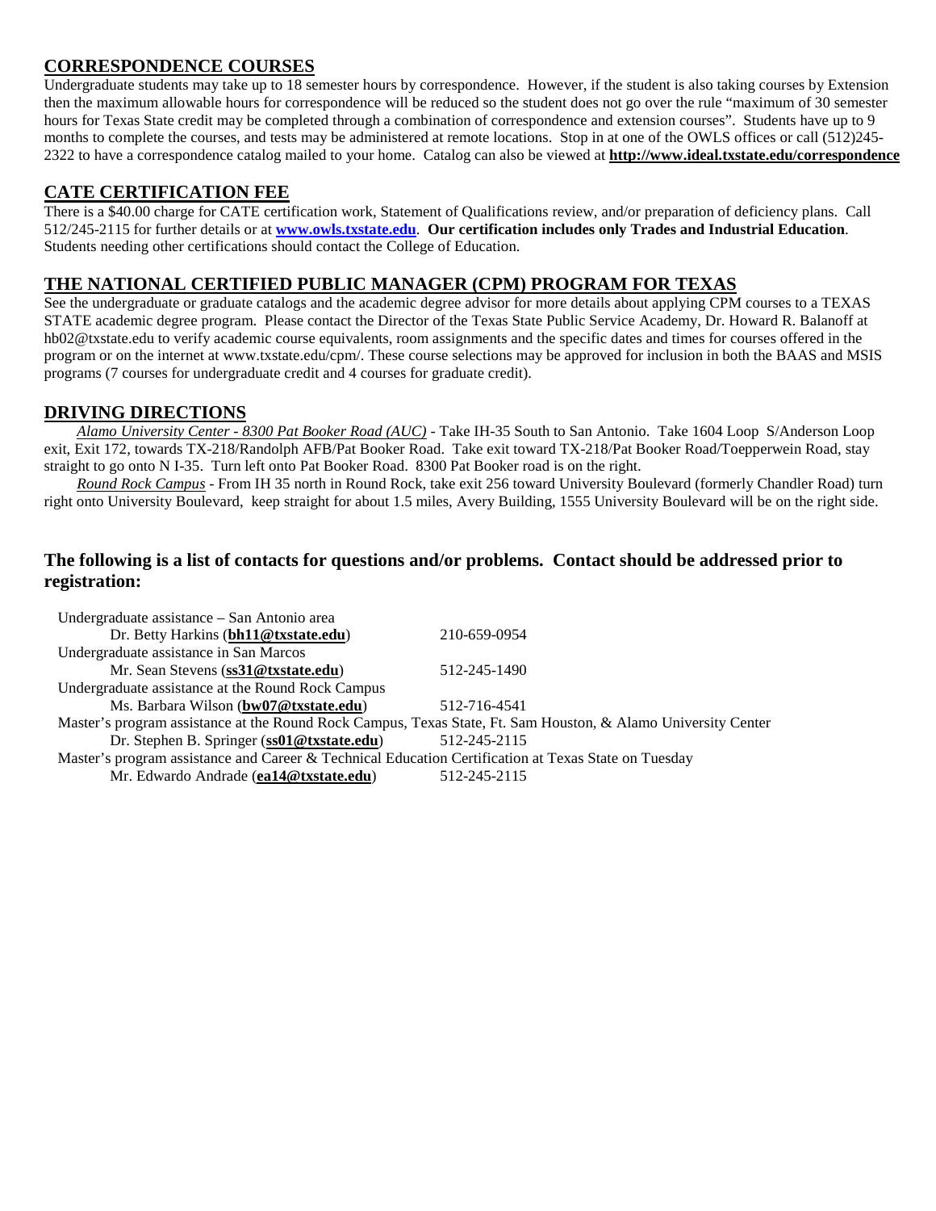## CORRESPONDENCE COURSES

Undergraduate students may take up to 18 semester hours by correspondence. However, if the student is also taking courses by Extension then the maximum allowable hours for correspondence will be reduced so the student does not go over the rule "maximum of 30 semester hours for Texas State credit may be completed through a combination of correspondence and extension courses". Students have up to 9 months to complete the courses, and tests may be administered at remote locations. Stop in at one of the OWLS offices or call (512)245-2322 to have a correspondence catalog mailed to your home. Catalog can also be viewed at **http://www.ideal.txstate.edu/correspondence**

## CATE CERTIFICATION FEE

There is a $40.00 charge for CATE certification work, Statement of Qualifications review, and/or preparation of deficiency plans. Call 512/245-2115 for further details or at **www.owls.txstate.edu**. **Our certification includes only Trades and Industrial Education**. Students needing other certifications should contact the College of Education.

## THE NATIONAL CERTIFIED PUBLIC MANAGER (CPM) PROGRAM FOR TEXAS

See the undergraduate or graduate catalogs and the academic degree advisor for more details about applying CPM courses to a TEXAS STATE academic degree program. Please contact the Director of the Texas State Public Service Academy, Dr. Howard R. Balanoff at hb02@txstate.edu to verify academic course equivalents, room assignments and the specific dates and times for courses offered in the program or on the internet at www.txstate.edu/cpm/. These course selections may be approved for inclusion in both the BAAS and MSIS programs (7 courses for undergraduate credit and 4 courses for graduate credit).

## DRIVING DIRECTIONS

*Alamo University Center - 8300 Pat Booker Road (AUC)* - Take IH-35 South to San Antonio. Take 1604 Loop S/Anderson Loop exit, Exit 172, towards TX-218/Randolph AFB/Pat Booker Road. Take exit toward TX-218/Pat Booker Road/Toepperwein Road, stay straight to go onto N I-35. Turn left onto Pat Booker Road. 8300 Pat Booker road is on the right.

*Round Rock Campus* - From IH 35 north in Round Rock, take exit 256 toward University Boulevard (formerly Chandler Road) turn right onto University Boulevard, keep straight for about 1.5 miles, Avery Building, 1555 University Boulevard will be on the right side.

### The following is a list of contacts for questions and/or problems. Contact should be addressed prior to registration:

Undergraduate assistance – San Antonio area
Dr. Betty Harkins (**bh11@txstate.edu**) 210-659-0954

Undergraduate assistance in San Marcos
Mr. Sean Stevens (**ss31@txstate.edu**) 512-245-1490

Undergraduate assistance at the Round Rock Campus
Ms. Barbara Wilson (**bw07@txstate.edu**) 512-716-4541

Master's program assistance at the Round Rock Campus, Texas State, Ft. Sam Houston, & Alamo University Center
Dr. Stephen B. Springer (**ss01@txstate.edu**) 512-245-2115

Master's program assistance and Career & Technical Education Certification at Texas State on Tuesday
Mr. Edwardo Andrade (**ea14@txstate.edu**) 512-245-2115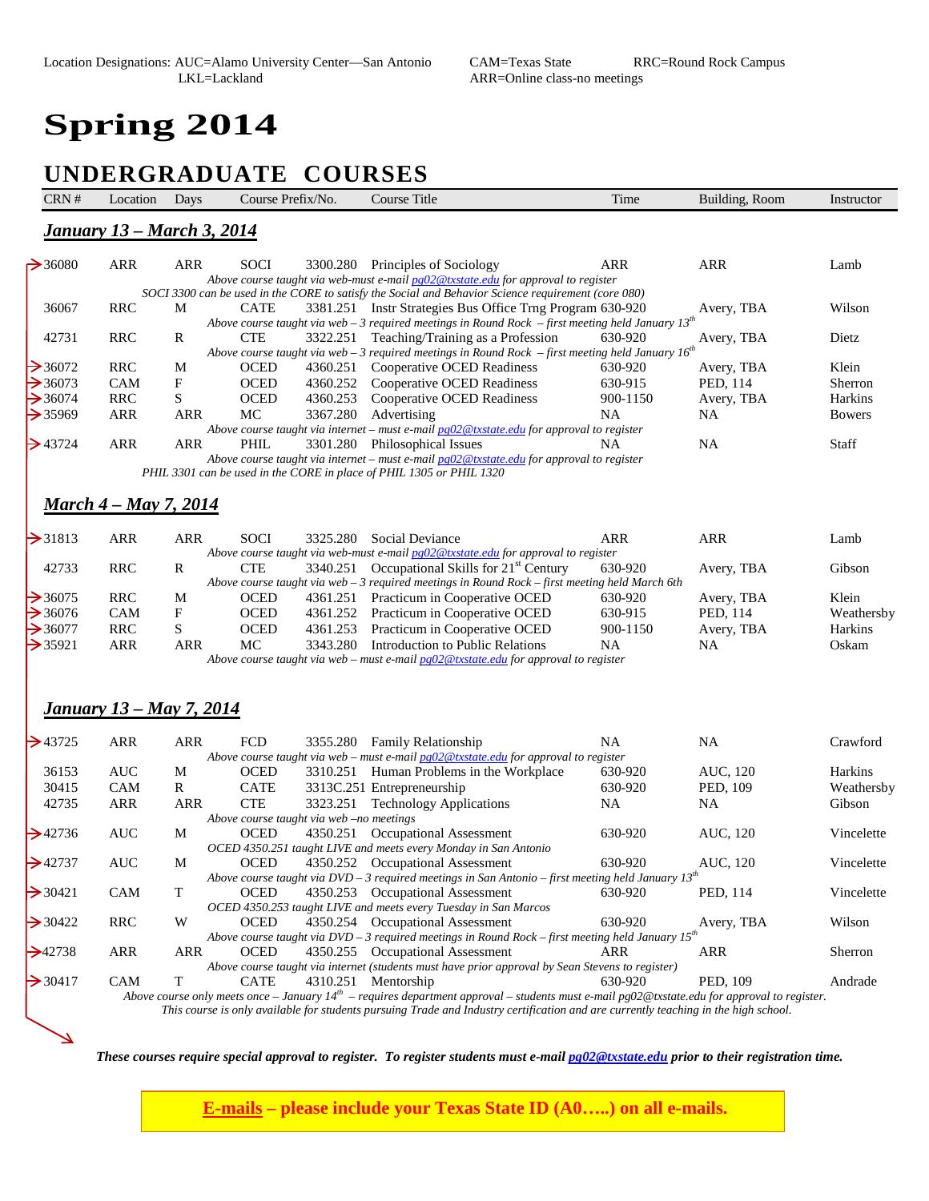Location Designations: AUC=Alamo University Center—San Antonio CAM=Texas State RRC=Round Rock Campus
LKL=Lackland ARR=Online class-no meetings

# Spring 2014

## UNDERGRADUATE COURSES

| CRN # | Location | Days | Course Prefix/No. | | Course Title | Time | Building, Room | Instructor |
|---|---|---|---|---|---|---|---|---|

### *January 13 – March 3, 2014*

| CRN # | Location | Days | Course Prefix/No. | | Course Title | Time | Building, Room | Instructor |
|---|---|---|---|---|---|---|---|---|
| 36080 | ARR | ARR | SOCI | 3300.280 | Principles of Sociology | ARR | ARR | Lamb |
| *Above course taught via web-must e-mail pg02@txstate.edu for approval to register* | | | | | | | | |
| *SOCI 3300 can be used in the CORE to satisfy the Social and Behavior Science requirement (core 080)* | | | | | | | | |
| 36067 | RRC | M | CATE | 3381.251 | Instr Strategies Bus Office Trng Program | 630-920 | Avery, TBA | Wilson |
| *Above course taught via web – 3 required meetings in Round Rock – first meeting held January 13th* | | | | | | | | |
| 42731 | RRC | R | CTE | 3322.251 | Teaching/Training as a Profession | 630-920 | Avery, TBA | Dietz |
| *Above course taught via web – 3 required meetings in Round Rock – first meeting held January 16th* | | | | | | | | |
| 36072 | RRC | M | OCED | 4360.251 | Cooperative OCED Readiness | 630-920 | Avery, TBA | Klein |
| 36073 | CAM | F | OCED | 4360.252 | Cooperative OCED Readiness | 630-915 | PED, 114 | Sherron |
| 36074 | RRC | S | OCED | 4360.253 | Cooperative OCED Readiness | 900-1150 | Avery, TBA | Harkins |
| 35969 | ARR | ARR | MC | 3367.280 | Advertising | NA | NA | Bowers |
| *Above course taught via internet – must e-mail pg02@txstate.edu for approval to register* | | | | | | | | |
| 43724 | ARR | ARR | PHIL | 3301.280 | Philosophical Issues | NA | NA | Staff |
| *Above course taught via internet – must e-mail pg02@txstate.edu for approval to register* | | | | | | | | |
| *PHIL 3301 can be used in the CORE in place of PHIL 1305 or PHIL 1320* | | | | | | | | |

### *March 4 – May 7, 2014*

| CRN # | Location | Days | Course Prefix/No. | | Course Title | Time | Building, Room | Instructor |
|---|---|---|---|---|---|---|---|---|
| 31813 | ARR | ARR | SOCI | 3325.280 | Social Deviance | ARR | ARR | Lamb |
| *Above course taught via web-must e-mail pg02@txstate.edu for approval to register* | | | | | | | | |
| 42733 | RRC | R | CTE | 3340.251 | Occupational Skills for 21st Century | 630-920 | Avery, TBA | Gibson |
| *Above course taught via web – 3 required meetings in Round Rock – first meeting held March 6th* | | | | | | | | |
| 36075 | RRC | M | OCED | 4361.251 | Practicum in Cooperative OCED | 630-920 | Avery, TBA | Klein |
| 36076 | CAM | F | OCED | 4361.252 | Practicum in Cooperative OCED | 630-915 | PED, 114 | Weathersby |
| 36077 | RRC | S | OCED | 4361.253 | Practicum in Cooperative OCED | 900-1150 | Avery, TBA | Harkins |
| 35921 | ARR | ARR | MC | 3343.280 | Introduction to Public Relations | NA | NA | Oskam |
| *Above course taught via web – must e-mail pg02@txstate.edu for approval to register* | | | | | | | | |

### *January 13 – May 7, 2014*

| CRN # | Location | Days | Course Prefix/No. | | Course Title | Time | Building, Room | Instructor |
|---|---|---|---|---|---|---|---|---|
| 43725 | ARR | ARR | FCD | 3355.280 | Family Relationship | NA | NA | Crawford |
| *Above course taught via web – must e-mail pg02@txstate.edu for approval to register* | | | | | | | | |
| 36153 | AUC | M | OCED | 3310.251 | Human Problems in the Workplace | 630-920 | AUC, 120 | Harkins |
| 30415 | CAM | R | CATE | 3313C.251 | Entrepreneurship | 630-920 | PED, 109 | Weathersby |
| 42735 | ARR | ARR | CTE | 3323.251 | Technology Applications | NA | NA | Gibson |
| *Above course taught via web –no meetings* | | | | | | | | |
| 42736 | AUC | M | OCED | 4350.251 | Occupational Assessment | 630-920 | AUC, 120 | Vincelette |
| *OCED 4350.251 taught LIVE and meets every Monday in San Antonio* | | | | | | | | |
| 42737 | AUC | M | OCED | 4350.252 | Occupational Assessment | 630-920 | AUC, 120 | Vincelette |
| *Above course taught via DVD – 3 required meetings in San Antonio – first meeting held January 13th* | | | | | | | | |
| 30421 | CAM | T | OCED | 4350.253 | Occupational Assessment | 630-920 | PED, 114 | Vincelette |
| *OCED 4350.253 taught LIVE and meets every Tuesday in San Marcos* | | | | | | | | |
| 30422 | RRC | W | OCED | 4350.254 | Occupational Assessment | 630-920 | Avery, TBA | Wilson |
| *Above course taught via DVD – 3 required meetings in Round Rock – first meeting held January 15th* | | | | | | | | |
| 42738 | ARR | ARR | OCED | 4350.255 | Occupational Assessment | ARR | ARR | Sherron |
| *Above course taught via internet (students must have prior approval by Sean Stevens to register)* | | | | | | | | |
| 30417 | CAM | T | CATE | 4310.251 | Mentorship | 630-920 | PED, 109 | Andrade |
| *Above course only meets once – January 14th – requires department approval – students must e-mail pg02@txstate.edu for approval to register. This course is only available for students pursuing Trade and Industry certification and are currently teaching in the high school.* | | | | | | | | |

***These courses require special approval to register. To register students must e-mail pg02@txstate.edu prior to their registration time.***

**E-mails – please include your Texas State ID (A0…..) on all e-mails.**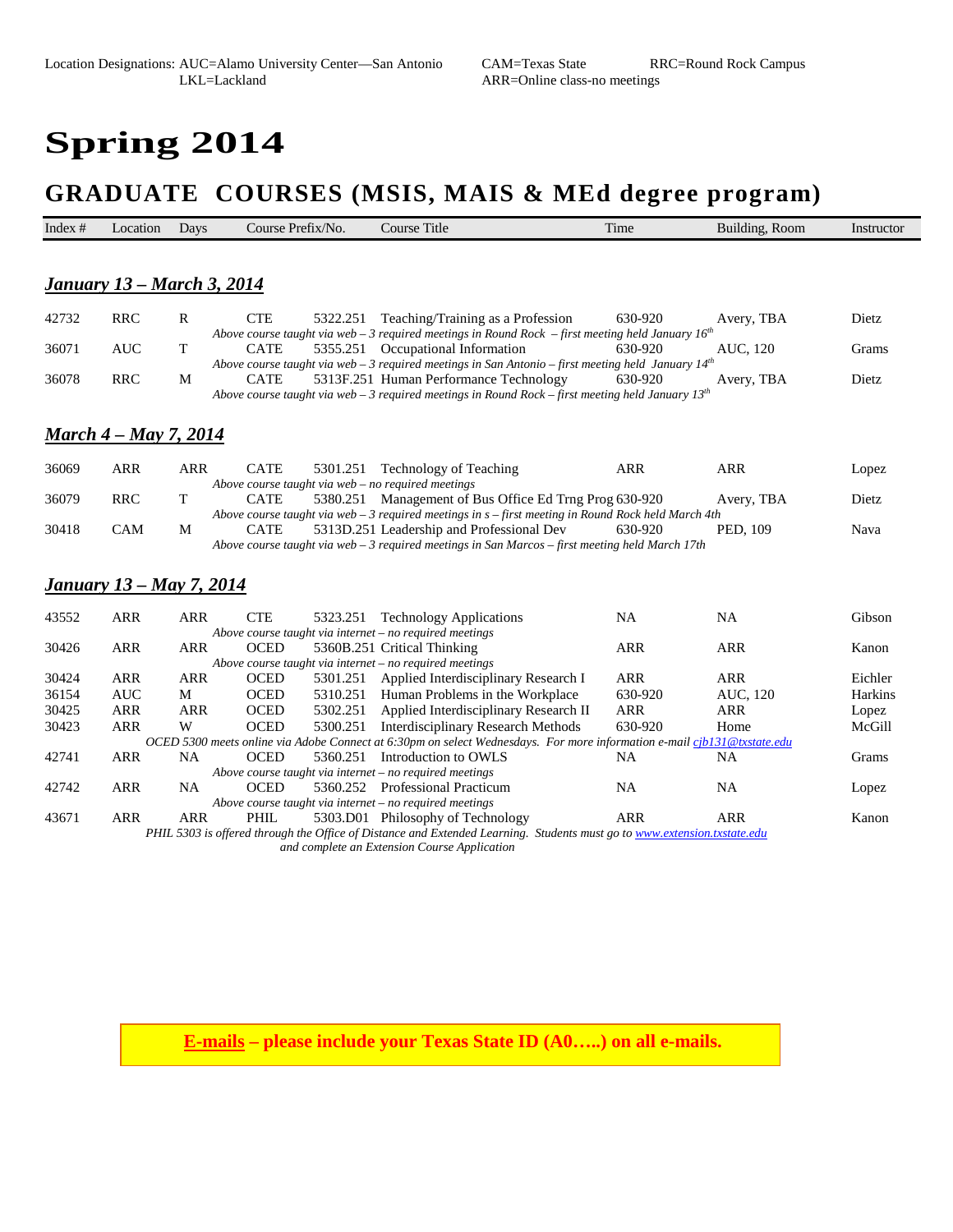Location Designations: AUC=Alamo University Center—San Antonio CAM=Texas State RRC=Round Rock Campus
LKL=Lackland ARR=Online class-no meetings

# Spring 2014

## GRADUATE COURSES (MSIS, MAIS & MEd degree program)

| Index # | Location | Days | Course Prefix/No. | | Course Title | Time | Building, Room | Instructor |
|---|---|---|---|---|---|---|---|---|

### *January 13 – March 3, 2014*

| Index # | Location | Days | Course Prefix/No. | | Course Title | Time | Building, Room | Instructor |
|---|---|---|---|---|---|---|---|---|
| 42732 | RRC | R | CTE | 5322.251 | Teaching/Training as a Profession | 630-920 | Avery, TBA | Dietz |
| | | | *Above course taught via web – 3 required meetings in Round Rock – first meeting held January 16th* | | | | | |
| 36071 | AUC | T | CATE | 5355.251 | Occupational Information | 630-920 | AUC, 120 | Grams |
| | | | *Above course taught via web – 3 required meetings in San Antonio – first meeting held January 14th* | | | | | |
| 36078 | RRC | M | CATE | 5313F.251 | Human Performance Technology | 630-920 | Avery, TBA | Dietz |
| | | | *Above course taught via web – 3 required meetings in Round Rock – first meeting held January 13th* | | | | | |

### *March 4 – May 7, 2014*

| Index # | Location | Days | Course Prefix/No. | | Course Title | Time | Building, Room | Instructor |
|---|---|---|---|---|---|---|---|---|
| 36069 | ARR | ARR | CATE | 5301.251 | Technology of Teaching | ARR | ARR | Lopez |
| | | | *Above course taught via web – no required meetings* | | | | | |
| 36079 | RRC | T | CATE | 5380.251 | Management of Bus Office Ed Trng Prog | 630-920 | Avery, TBA | Dietz |
| | | | *Above course taught via web – 3 required meetings in s – first meeting in Round Rock held March 4th* | | | | | |
| 30418 | CAM | M | CATE | 5313D.251 | Leadership and Professional Dev | 630-920 | PED, 109 | Nava |
| | | | *Above course taught via web – 3 required meetings in San Marcos – first meeting held March 17th* | | | | | |

### *January 13 – May 7, 2014*

| Index # | Location | Days | Course Prefix/No. | | Course Title | Time | Building, Room | Instructor |
|---|---|---|---|---|---|---|---|---|
| 43552 | ARR | ARR | CTE | 5323.251 | Technology Applications | NA | NA | Gibson |
| | | | *Above course taught via internet – no required meetings* | | | | | |
| 30426 | ARR | ARR | OCED | 5360B.251 | Critical Thinking | ARR | ARR | Kanon |
| | | | *Above course taught via internet – no required meetings* | | | | | |
| 30424 | ARR | ARR | OCED | 5301.251 | Applied Interdisciplinary Research I | ARR | ARR | Eichler |
| 36154 | AUC | M | OCED | 5310.251 | Human Problems in the Workplace | 630-920 | AUC, 120 | Harkins |
| 30425 | ARR | ARR | OCED | 5302.251 | Applied Interdisciplinary Research II | ARR | ARR | Lopez |
| 30423 | ARR | W | OCED | 5300.251 | Interdisciplinary Research Methods | 630-920 | Home | McGill |
| | | | *OCED 5300 meets online via Adobe Connect at 6:30pm on select Wednesdays. For more information e-mail cjb131@txstate.edu* | | | | | |
| 42741 | ARR | NA | OCED | 5360.251 | Introduction to OWLS | NA | NA | Grams |
| | | | *Above course taught via internet – no required meetings* | | | | | |
| 42742 | ARR | NA | OCED | 5360.252 | Professional Practicum | NA | NA | Lopez |
| | | | *Above course taught via internet – no required meetings* | | | | | |
| 43671 | ARR | ARR | PHIL | 5303.D01 | Philosophy of Technology | ARR | ARR | Kanon |
| | | | *PHIL 5303 is offered through the Office of Distance and Extended Learning. Students must go to www.extension.txstate.edu and complete an Extension Course Application* | | | | | |

**E-mails – please include your Texas State ID (A0…..) on all e-mails.**